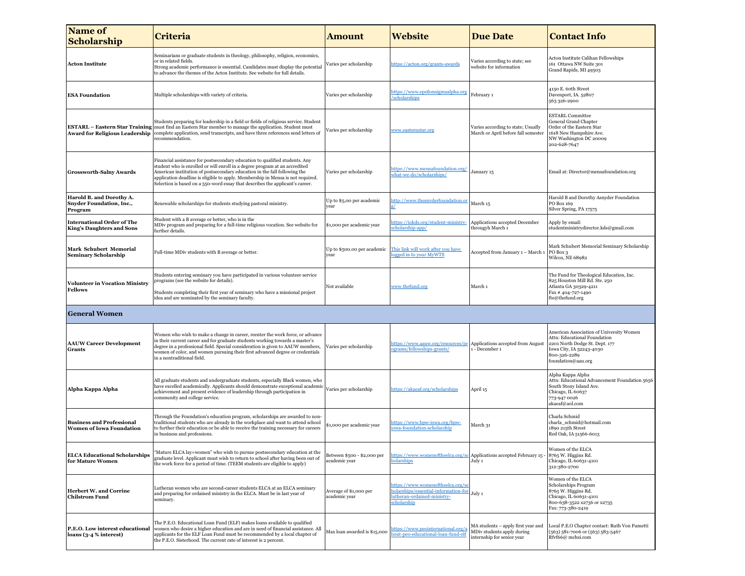| Name of Scholarship | Criteria | Amount | Website | Due Date | Contact Info |
|---|---|---|---|---|---|
| **Acton Institute** | Seminarians or graduate students in theology, philosophy, religion, economics, or in related fields.<br>Strong academic performance is essential. Candidates must display the potential to advance the themes of the Acton Institute. See website for full details. | Varies per scholarship | https://acton.org/grants-awards | Varies according to state; see website for information | Acton Institute Calihan Fellowships<br>161 Ottawa NW Suite 301<br>Grand Rapids, MI 49503 |
| **ESA Foundation** | Multiple scholarships with variety of criteria. | Varies per scholarship | https://www.epsilonsigmaalpha.org/scholarships | February 1 | 4150 E. 60th Street<br>Davenport, IA. 52807<br>563 326-2900 |
| **ESTARL – Eastern Star Training Award for Religious Leadership** | Students preparing for leadership in a field or fields of religious service. Student must find an Eastern Star member to manage the application. Student must complete application, send transcripts, and have three references send letters of recommendation. | Varies per scholarship | www.easternstar.org | Varies according to state; Usually March or April before fall semester | ESTARL Committee<br>General Grand Chapter<br>Order of the Eastern Star<br>1618 New Hampshire Ave.<br>NW Washington DC 20009<br>202-628-7647 |
| **Grossworth-Salny Awards** | Financial assistance for postsecondary education to qualified students. Any student who is enrolled or will enroll in a degree program at an accredited American institution of postsecondary education in the fall following the application deadline is eligible to apply. Membership in Mensa is not required. Selection is based on a 550-word essay that describes the applicant's career. | Varies per scholarship | https://www.mensafoundation.org/what-we-do/scholarships/ | January 15 | Email at: Director@mensafoundation.org |
| **Harold B. and Dorothy A. Snyder Foundation, Inc., Program** | Renewable scholarships for students studying pastoral ministry. | Up to $5,00 per academic year | http://www.thesnyderfoundation.org/ | March 15 | Harold B and Dorothy Asnyder Foundation<br>PO Box 169<br>Silver Spring, PA 17575 |
| **International Order of The King's Daughters and Sons** | Student with a B average or better, who is in the MDiv program and preparing for a full-time religious vocation. See website for further details. | $1,000 per academic year | https://iokds.org/student-ministry-scholarship-app/ | Applications accepted December througyh March 1 | Apply by email:<br>studentministrydirector.kds@gmail.com |
| **Mark Schubert Memorial Seminary Scholarship** | Full-time MDiv students with B average or better. | Up to $500.00 per academic year | This link will work after you have logged in to your MyWTS | Accepted from January 1 – March 1 | Mark Schubert Memorial Seminary Scholarship<br>PO Box 3<br>Wilcox, NE 68982 |
| **Volunteer in Vocation Ministry Fellows** | Students entering seminary you have participated in various volunteer service programs (see the website for details).<br><br>Students completing their first year of seminary who have a missional project idea and are nominated by the seminary faculty. | Not available | www.thefund.org | March 1 | The Fund for Theological Education, Inc.<br>825 Houston Mill Rd. Ste. 250<br>Atlanta GA 30329-4211<br>Fax # 404-727-1490<br>fte@thefund.org |
| **General Women** | | | | | |
| **AAUW Career Development Grants** | Women who wish to make a change in career, reenter the work force, or advance in their current career and for graduate students working towards a master's degree in a professional field. Special consideration is given to AAUW members, women of color, and women pursuing their first advanced degree or credentials in a nontraditional field. | Varies per scholarship | https://www.aauw.org/resources/programs/fellowships-grants/ | Applications accepted from August 1 - December 1 | American Association of University Women<br>Attn: Educational Foundation<br>2201 North Dodge St. Dept. 177<br>Iowa City, IA 52243-4030<br>800-326-2289<br>foundation@aau.org |
| **Alpha Kappa Alpha** | All graduate students and undergraduate students, especially Black women, who have excelled academically. Applicants should demonstrate exceptional academic achievement and present evidence of leadership through participation in community and college service. | Varies per scholarship | https://akaeaf.org/scholarships | April 15 | Alpha Kappa Alpha<br>Attn: Educational Advancement Foundation 5656 South Stony Island Ave.<br>Chicago, IL 60637<br>773-947 0026<br>akaeaf@aol.com |
| **Business and Professional Women of Iowa Foundation** | Through the Foundation's education program, scholarships are awarded to non-traditional students who are already in the workplace and want to attend school to further their education or be able to receive the training necessary for careers in business and professions. | $1,000 per academic year | https://www.bpw-iowa.org/bpw-iowa-foundation-scholarship | March 31 | Charla Schmid<br>charla_schmid@hotmail.com<br>1890 215th Street<br>Red Oak, IA 51566-6013 |
| **ELCA Educational Scholarships for Mature Women** | "Mature ELCA lay=women" who wish to pursue postsecondary education at the graduate level. Applicant must wish to return to school after having been out of the work force for a period of time. (TEEM students are eligible to apply) | Between $500 - $2,000 per academic year | https://www.womenoftheelca.org/scholarships | Applications accepted February 15 - July 1 | Women of the ELCA<br>8765 W. Higgins Rd.<br>Chicago, IL 60631-4101<br>312-380-2700 |
| **Herbert W. and Corrine Chilstrom Fund** | Lutheran women who are second-career students ELCA at an ELCA seminary and preparing for ordained ministry in the ELCA. Must be in last year of seminary. | Average of $1,000 per academic year | https://www.womenoftheelca.org/scholarships/essential-information-for-lutheran-ordained-ministry-scholarship | July 1 | Women of the ELCA<br>Scholarships Program<br>8765 W. Higgins Rd.<br>Chicago, IL 60631-4101<br>800-638-3522 x2736 or x2735<br>Fax: 773-380-2419 |
| **P.E.O. Low interest educational loans (3-4 % interest)** | The P.E.O. Educational Loan Fund (ELF) makes loans available to qualified women who desire a higher education and are in need of financial assistance. All applicants for the ELF Loan Fund must be recommended by a local chapter of the P.E.O. Sisterhood. The current rate of interest is 2 percent. | Max loan awarded is $15,000 | https://www.peointernational.org/about-peo-educational-loan-fund-elf | MA students – apply first year and MDiv students apply during internship for senior year | Local P.E.O Chapter contact: Ruth Von Fumetti<br>(563) 581-7006 or (563) 583-5467<br>Rfvf66@ mchsi.com |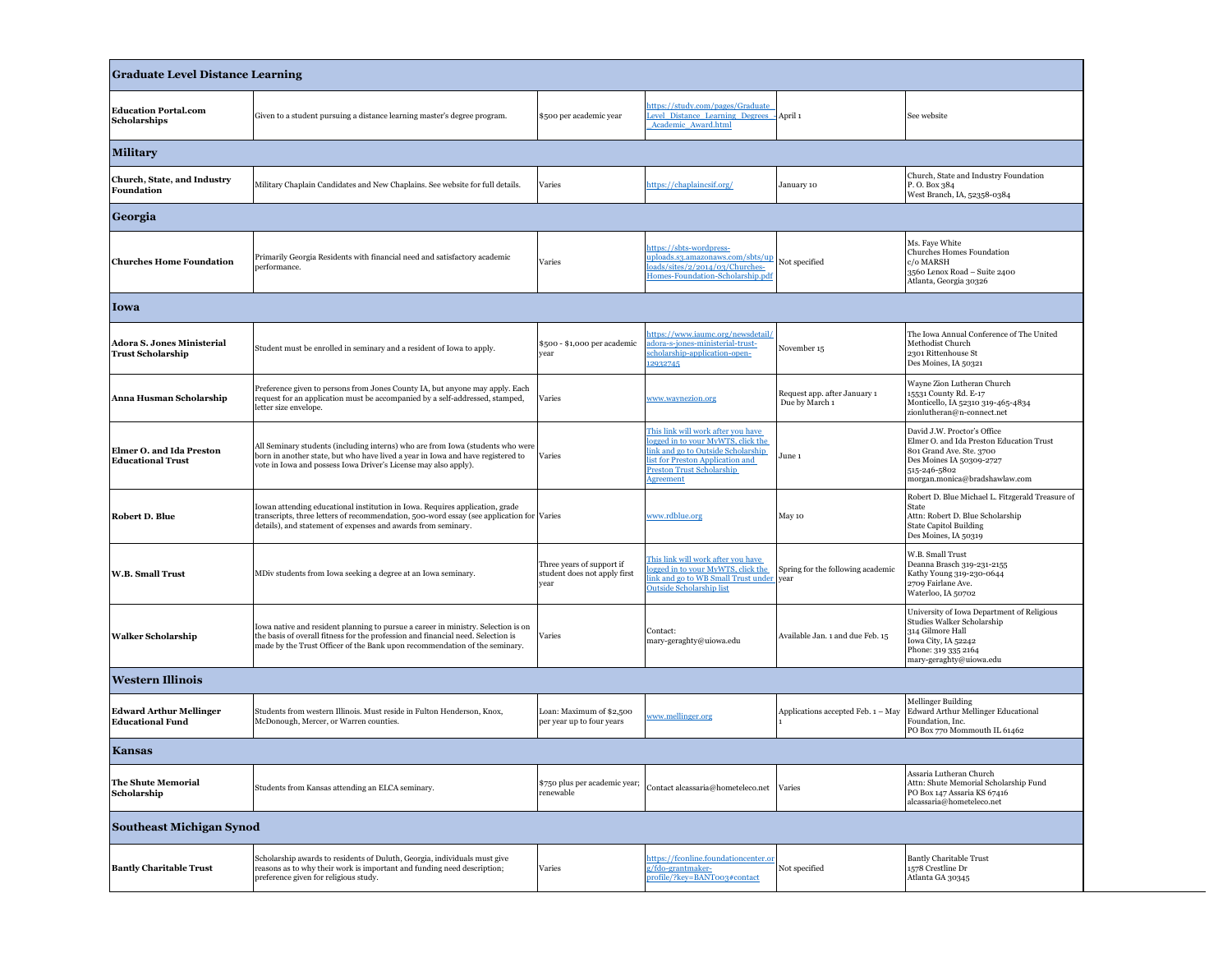| **Graduate Level Distance Learning** | | | | | |
|---|---|---|---|---|---|
| **Education Portal.com Scholarships** | Given to a student pursuing a distance learning master's degree program. | $500 per academic year | https://study.com/pages/Graduate_Level_Distance_Learning_Degrees_-_Academic_Award.html | April 1 | See website |
| **Military** | | | | | |
| **Church, State, and Industry Foundation** | Military Chaplain Candidates and New Chaplains. See website for full details. | Varies | https://chaplaincsif.org/ | January 10 | Church, State and Industry Foundation<br>P. O. Box 384<br>West Branch, IA, 52358-0384 |
| **Georgia** | | | | | |
| **Churches Home Foundation** | Primarily Georgia Residents with financial need and satisfactory academic performance. | Varies | https://sbts-wordpress-uploads.s3.amazonaws.com/sbts/uploads/sites/2/2014/03/Churches-Homes-Foundation-Scholarship.pdf | Not specified | Ms. Faye White<br>Churches Homes Foundation<br>c/o MARSH<br>3560 Lenox Road – Suite 2400<br>Atlanta, Georgia 30326 |
| **Iowa** | | | | | |
| **Adora S. Jones Ministerial Trust Scholarship** | Student must be enrolled in seminary and a resident of Iowa to apply. | $500 - $1,000 per academic year | https://www.iaumc.org/newsdetail/adora-s-jones-ministerial-trust-scholarship-application-open-12932745 | November 15 | The Iowa Annual Conference of The United Methodist Church<br>2301 Rittenhouse St<br>Des Moines, IA 50321 |
| **Anna Husman Scholarship** | Preference given to persons from Jones County IA, but anyone may apply. Each request for an application must be accompanied by a self-addressed, stamped, letter size envelope. | Varies | www.waynezion.org | Request app. after January 1<br>Due by March 1 | Wayne Zion Lutheran Church<br>15531 County Rd. E-17<br>Monticello, IA 52310 319-465-4834<br>zionlutheran@n-connect.net |
| **Elmer O. and Ida Preston Educational Trust** | All Seminary students (including interns) who are from Iowa (students who were born in another state, but who have lived a year in Iowa and have registered to vote in Iowa and possess Iowa Driver's License may also apply). | Varies | This link will work after you have logged in to your MyWTS, click the link and go to Outside Scholarship list for Preston Application and Preston Trust Scholarship Agreement | June 1 | David J.W. Proctor's Office<br>Elmer O. and Ida Preston Education Trust<br>801 Grand Ave. Ste. 3700<br>Des Moines IA 50309-2727<br>515-246-5802<br>morgan.monica@bradshawlaw.com |
| **Robert D. Blue** | Iowan attending educational institution in Iowa. Requires application, grade transcripts, three letters of recommendation, 500-word essay (see application for details), and statement of expenses and awards from seminary. | Varies | www.rdblue.org | May 10 | Robert D. Blue Michael L. Fitzgerald Treasure of State<br>Attn: Robert D. Blue Scholarship<br>State Capitol Building<br>Des Moines, IA 50319 |
| **W.B. Small Trust** | MDiv students from Iowa seeking a degree at an Iowa seminary. | Three years of support if student does not apply first year | This link will work after you have logged in to your MyWTS, click the link and go to WB Small Trust under Outside Scholarship list | Spring for the following academic year | W.B. Small Trust<br>Deanna Brasch 319-231-2155<br>Kathy Young 319-230-0644<br>2709 Fairlane Ave.<br>Waterloo, IA 50702 |
| **Walker Scholarship** | Iowa native and resident planning to pursue a career in ministry. Selection is on the basis of overall fitness for the profession and financial need. Selection is made by the Trust Officer of the Bank upon recommendation of the seminary. | Varies | Contact:<br>mary-geraghty@uiowa.edu | Available Jan. 1 and due Feb. 15 | University of Iowa Department of Religious Studies Walker Scholarship<br>314 Gilmore Hall<br>Iowa City, IA 52242<br>Phone: 319 335 2164<br>mary-geraghty@uiowa.edu |
| **Western Illinois** | | | | | |
| **Edward Arthur Mellinger Educational Fund** | Students from western Illinois. Must reside in Fulton Henderson, Knox, McDonough, Mercer, or Warren counties. | Loan: Maximum of $2,500 per year up to four years | www.mellinger.org | Applications accepted Feb. 1 – May 1 | Mellinger Building<br>Edward Arthur Mellinger Educational Foundation, Inc.<br>PO Box 770 Mommouth IL 61462 |
| **Kansas** | | | | | |
| **The Shute Memorial Scholarship** | Students from Kansas attending an ELCA seminary. | $750 plus per academic year; renewable | Contact alcassaria@hometeleco.net | Varies | Assaria Lutheran Church<br>Attn: Shute Memorial Scholarship Fund<br>PO Box 147 Assaria KS 67416<br>alcassaria@hometeleco.net |
| **Southeast Michigan Synod** | | | | | |
| **Bantly Charitable Trust** | Scholarship awards to residents of Duluth, Georgia, individuals must give reasons as to why their work is important and funding need description; preference given for religious study. | Varies | https://fconline.foundationcenter.org/fdo-grantmaker-profile/?key=BANT003#contact | Not specified | Bantly Charitable Trust<br>1578 Crestline Dr<br>Atlanta GA 30345 |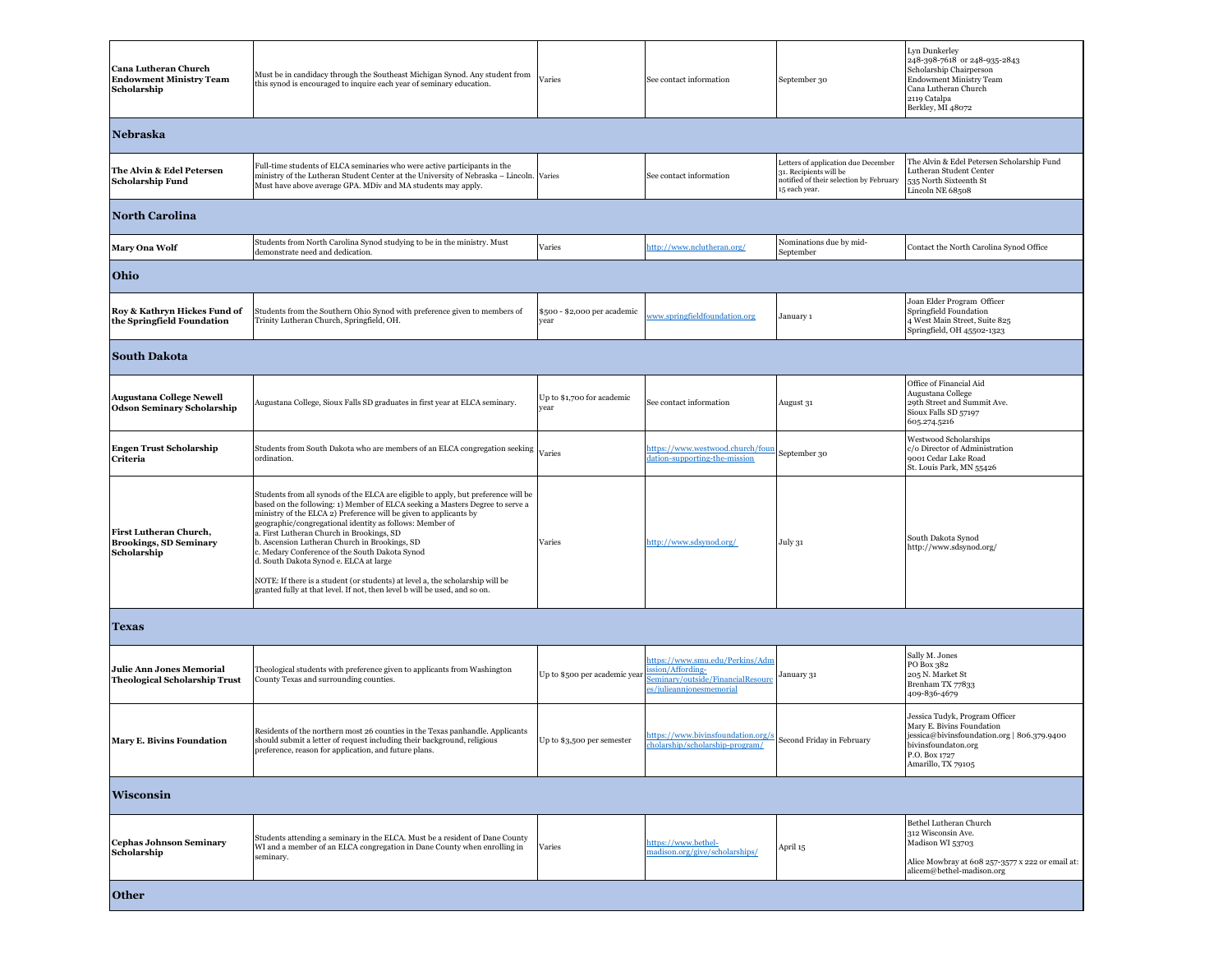| | | | | | |
|---|---|---|---|---|---|
| **Cana Lutheran Church Endowment Ministry Team Scholarship** | Must be in candidacy through the Southeast Michigan Synod. Any student from this synod is encouraged to inquire each year of seminary education. | Varies | See contact information | September 30 | Lyn Dunkerley<br>248-398-7618 or 248-935-2843<br>Scholarship Chairperson<br>Endowment Ministry Team<br>Cana Lutheran Church<br>2119 Catalpa<br>Berkley, MI 48072 |
| **Nebraska** | | | | | |
| **The Alvin & Edel Petersen Scholarship Fund** | Full-time students of ELCA seminaries who were active participants in the ministry of the Lutheran Student Center at the University of Nebraska – Lincoln. Must have above average GPA. MDiv and MA students may apply. | Varies | See contact information | Letters of application due December 31. Recipients will be notified of their selection by February 15 each year. | The Alvin & Edel Petersen Scholarship Fund<br>Lutheran Student Center<br>535 North Sixteenth St<br>Lincoln NE 68508 |
| **North Carolina** | | | | | |
| **Mary Ona Wolf** | Students from North Carolina Synod studying to be in the ministry. Must demonstrate need and dedication. | Varies | http://www.nclutheran.org/ | Nominations due by mid-September | Contact the North Carolina Synod Office |
| **Ohio** | | | | | |
| **Roy & Kathryn Hickes Fund of the Springfield Foundation** | Students from the Southern Ohio Synod with preference given to members of Trinity Lutheran Church, Springfield, OH. | $500 - $2,000 per academic year | www.springfieldfoundation.org | January 1 | Joan Elder Program Officer<br>Springfield Foundation<br>4 West Main Street, Suite 825<br>Springfield, OH 45502-1323 |
| **South Dakota** | | | | | |
| **Augustana College Newell Odson Seminary Scholarship** | Augustana College, Sioux Falls SD graduates in first year at ELCA seminary. | Up to $1,700 for academic year | See contact information | August 31 | Office of Financial Aid<br>Augustana College<br>29th Street and Summit Ave.<br>Sioux Falls SD 57197<br>605.274.5216 |
| **Engen Trust Scholarship Criteria** | Students from South Dakota who are members of an ELCA congregation seeking ordination. | Varies | https://www.westwood.church/foundation-supporting-the-mission | September 30 | Westwood Scholarships<br>c/o Director of Administration<br>9001 Cedar Lake Road<br>St. Louis Park, MN 55426 |
| **First Lutheran Church, Brookings, SD Seminary Scholarship** | Students from all synods of the ELCA are eligible to apply, but preference will be based on the following: 1) Member of ELCA seeking a Masters Degree to serve a ministry of the ELCA 2) Preference will be given to applicants by geographic/congregational identity as follows: Member of<br>a. First Lutheran Church in Brookings, SD<br>b. Ascension Lutheran Church in Brookings, SD<br>c. Medary Conference of the South Dakota Synod<br>d. South Dakota Synod e. ELCA at large<br><br>NOTE: If there is a student (or students) at level a, the scholarship will be granted fully at that level. If not, then level b will be used, and so on. | Varies | http://www.sdsynod.org/ | July 31 | South Dakota Synod<br>http://www.sdsynod.org/ |
| **Texas** | | | | | |
| **Julie Ann Jones Memorial Theological Scholarship Trust** | Theological students with preference given to applicants from Washington County Texas and surrounding counties. | Up to $500 per academic year | https://www.smu.edu/Perkins/Admission/Affording-Seminary/outside/FinancialResources/julieannjonesmemorial | January 31 | Sally M. Jones<br>PO Box 382<br>205 N. Market St<br>Brenham TX 77833<br>409-836-4679 |
| **Mary E. Bivins Foundation** | Residents of the northern most 26 counties in the Texas panhandle. Applicants should submit a letter of request including their background, religious preference, reason for application, and future plans. | Up to $3,500 per semester | https://www.bivinsfoundation.org/scholarship/scholarship-program/ | Second Friday in February | Jessica Tudyk, Program Officer<br>Mary E. Bivins Foundation<br>jessica@bivinsfoundation.org \| 806.379.9400<br>bivinsfoundaton.org<br>P.O. Box 1727<br>Amarillo, TX 79105 |
| **Wisconsin** | | | | | |
| **Cephas Johnson Seminary Scholarship** | Students attending a seminary in the ELCA. Must be a resident of Dane County WI and a member of an ELCA congregation in Dane County when enrolling in seminary. | Varies | https://www.bethel-madison.org/give/scholarships/ | April 15 | Bethel Lutheran Church<br>312 Wisconsin Ave.<br>Madison WI 53703<br><br>Alice Mowbray at 608 257-3577 x 222 or email at: alicem@bethel-madison.org |
| **Other** | | | | | |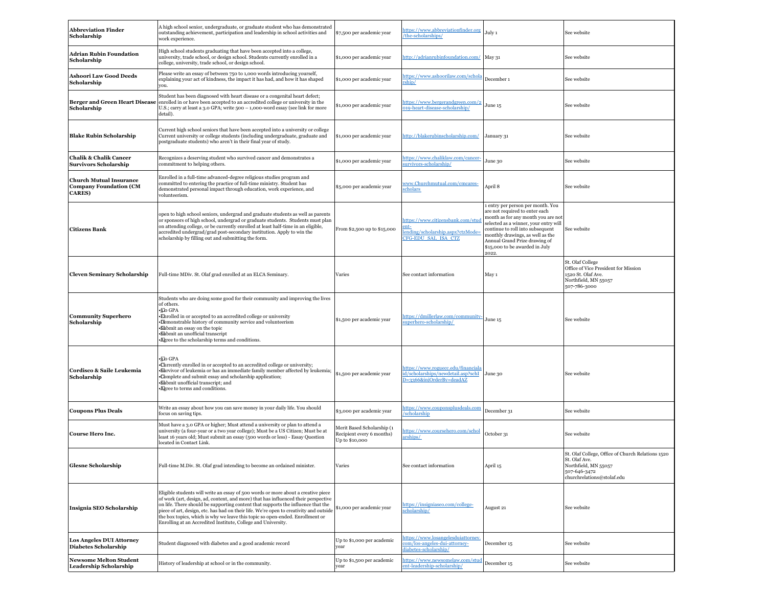| **Abbreviation Finder Scholarship** | A high school senior, undergraduate, or graduate student who has demonstrated outstanding achievement, participation and leadership in school activities and work experience. | $7,500 per academic year | https://www.abbreviationfinder.org/the-scholarships/ | July 1 | See website |
|---|---|---|---|---|---|
| **Adrian Rubin Foundation Scholarship** | High school students graduating that have been accepted into a college, university, trade school, or design school. Students currently enrolled in a college, university, trade school, or design school. | $1,000 per academic year | http://adrianrubinfoundation.com/ | May 31 | See website |
| **Ashoori Law Good Deeds Scholarship** | Please write an essay of between 750 to 1,000 words introducing yourself, explaining your act of kindness, the impact it has had, and how it has shaped you. | $1,000 per academic year | https://www.ashoorilaw.com/scholarship/ | December 1 | See website |
| **Berger and Green Heart Disease Scholarship** | Student has been diagnosed with heart disease or a congenital heart defect; enrolled in or have been accepted to an accredited college or university in the U.S.; carry at least a 3.0 GPA; write 500 – 1,000-word essay (see link for more detail). | $1,000 per academic year | https://www.bergerandgreen.com/2019-heart-disease-scholarship/ | June 15 | See website |
| **Blake Rubin Scholarship** | Current high school seniors that have been accepted into a university or college Current university or college students (including undergraduate, graduate and postgraduate students) who aren't in their final year of study. | $1,000 per academic year | http://blakerubinscholarship.com/ | January 31 | See website |
| **Chalik & Chalik Cancer Survivors Scholarship** | Recognizes a deserving student who survived cancer and demonstrates a commitment to helping others. | $1,000 per academic year | https://www.chaliklaw.com/cancer-survivors-scholarship/ | June 30 | See website |
| **Church Mutual Insurance Company Foundation (CM CARES)** | Enrolled in a full-time advanced-degree religious studies program and committed to entering the practice of full-time ministry. Student has demonstrated personal impact through education, work experience, and volunteerism. | $5,000 per academic year | www.Churchmutual.com/cmcares-scholars | April 8 | See website |
| **Citizens Bank** | open to high school seniors, undergrad and graduate students as well as parents or sponsors of high school, undergrad or graduate students. Students must plan on attending college, or be currently enrolled at least half-time in an eligible, accredited undergrad/grad post-secondary institution. Apply to win the scholarship by filling out and submitting the form. | From $2,500 up to $15,000 | https://www.citizensbank.com/student-lending/scholarship.aspx?ctzMode=CFG-EDU_SAL_ISA_CTZ | 1 entry per person per month. You are not required to enter each month as for any month you are not selected as a winner, your entry will continue to roll into subsequent monthly drawings, as well as the Annual Grand Prize drawing of $15,000 to be awarded in July 2022. | See website |
| **Cleven Seminary Scholarship** | Full-time MDiv. St. Olaf grad enrolled at an ELCA Seminary. | Varies | See contact information | May 1 | St. Olaf College<br>Office of Vice President for Mission<br>1520 St. Olaf Ave.<br>Northfield, MN 55057<br>507-786-3000 |
| **Community Superhero Scholarship** | Students who are doing some good for their community and improving the lives of others.<br>•3.0 GPA<br>•Enrolled in or accepted to an accredited college or university<br>•Demonstrable history of community service and volunteerism<br>•Submit an essay on the topic<br>•Submit an unofficial transcript<br>•Agree to the scholarship terms and conditions. | $1,500 per academic year | https://dmillerlaw.com/community-superhero-scholarship/ | June 15 | See website |
| **Cordisco & Saile Leukemia Scholarship** | •3.0 GPA<br>•Currently enrolled in or accepted to an accredited college or university;<br>•Survivor of leukemia or has an immediate family member affected by leukemia;<br>•Complete and submit essay and scholarship application;<br>•Submit unofficial transcript; and<br>•Agree to terms and conditions. | $1,500 per academic year | https://www.roguecc.edu/financialaid/scholarships/newdetail.asp?schID=3366&intOrderBy=deadAZ | June 30 | See website |
| **Coupons Plus Deals** | Write an essay about how you can save money in your daily life. You should focus on saving tips. | $3,000 per academic year | https://www.couponsplusdeals.com/scholarship | December 31 | See website |
| **Course Hero Inc.** | Must have a 3.0 GPA or higher; Must attend a university or plan to attend a university (a four-year or a two year college); Must be a US Citizen; Must be at least 16 years old; Must submit an essay (500 words or less) - Essay Question located in Contact Link. | Merit Based Scholarship (1 Recipient every 6 months) Up to $10,000 | https://www.coursehero.com/scholarships/ | October 31 | See website |
| **Glesne Scholarship** | Full-time M.Div. St. Olaf grad intending to become an ordained minister. | Varies | See contact information | April 15 | St. Olaf College, Office of Church Relations 1520 St. Olaf Ave.<br>Northfield, MN 55057<br>507-646-3472<br>churchrelations@stolaf.edu |
| **Insignia SEO Scholarship** | Eligible students will write an essay of 500 words or more about a creative piece of work (art, design, ad, content, and more) that has influenced their perspective on life. There should be supporting content that supports the influence that the piece of art, design, etc. has had on their life. We're open to creativity and outside the box topics, which is why we leave this topic so open-ended. Enrollment or Enrolling at an Accredited Institute, College and University. | $1,000 per academic year | https://insigniaseo.com/college-scholarship/ | August 21 | See website |
| **Los Angeles DUI Attorney Diabetes Scholarship** | Student diagnosed with diabetes and a good academic record | Up to $1,000 per academic year | https://www.losangelesduiattorney.com/los-angeles-dui-attorney-diabetes-scholarship/ | December 15 | See website |
| **Newsome Melton Student Leadership Scholarship** | History of leadership at school or in the community. | Up to $1,500 per academic year | https://www.newsomelaw.com/student-leadership-scholarship/ | December 15 | See website |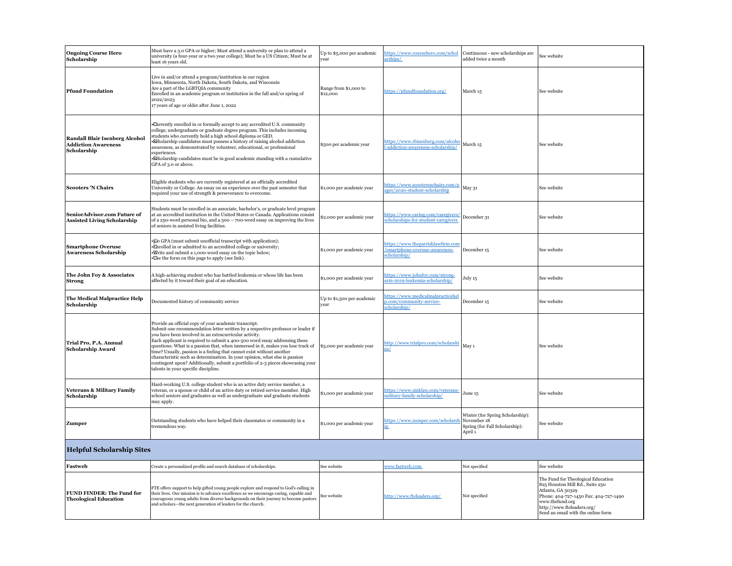| | | | | | |
|---|---|---|---|---|---|
| **Ongoing Course Hero Scholarship** | Must have a 3.0 GPA or higher; Must attend a university or plan to attend a university (a four-year or a two year college); Must be a US Citizen; Must be at least 16 years old. | Up to $5,000 per academic year | https://www.coursehero.com/scholarships/ | Continuous - new scholarships are added twice a month | See website |
| **Pfund Foundation** | Live in and/or attend a program/institution in our region<br>Iowa, Minnesota, North Dakota, South Dakota, and Wisconsin<br>Are a part of the LGBTQIA community<br>Enrolled in an academic program or institution in the fall and/or spring of 2022/2023<br>17 years of age or older after June 1, 2022 | Range from $1,000 to $12,000 | https://pfundfoundation.org/ | March 15 | See website |
| **Randall Blair Isenberg Alcohol Addiction Awareness Scholarship** | •Currently enrolled in or formally accept to any accredited U.S. community college, undergraduate or graduate degree program. This includes incoming students who currently hold a high school diploma or GED.<br>•Scholarship candidates must possess a history of raising alcohol addiction awareness, as demonstrated by volunteer, educational, or professional experiences.<br>•Scholarship candidates must be in good academic standing with a cumulative GPA of 3.0 or above. | $500 per academic year | https://www.rbisenberg.com/alcohol-addiction-awareness-scholarship/ | March 15 | See website |
| **Scooters 'N Chairs** | Eligible students who are currently registered at an officially accredited University or College. An essay on an experience over the past semester that required your use of strength & perseverance to overcome. | $1,000 per academic year | https://www.scootersnchairs.com/pages/2020-student-scholarship | May 31 | See website |
| **SeniorAdvisor.com Future of Assisted Living Scholarship** | Students must be enrolled in an associate, bachelor's, or graduate level program at an accredited institution in the United States or Canada. Applications consist of a 250-word personal bio, and a 500 – 700-word essay on improving the lives of seniors in assisted living facilities. | $2,000 per academic year | https://www.caring.com/caregivers/scholarships-for-student-caregivers | December 31 | See website |
| **Smartphone Overuse Awareness Scholarship** | •3.0 GPA (must submit unofficial transcript with application);<br>•Enrolled in or admitted to an accredited college or university;<br>•Write and submit a 1,000-word essay on the topic below;<br>•Use the form on this page to apply (see link). | $1,000 per academic year | https://www.theparrishlawfirm.com/smartphone-overuse-awareness-scholarship/ | December 15 | See website |
| **The John Foy & Associates Strong** | A high-achieving student who has battled leukemia or whose life has been affected by it toward their goal of an education. | $1,000 per academic year | https://www.johnfoy.com/strong-arm-2019-leukemia-scholarship/ | July 15 | See website |
| **The Medical Malpractice Help Scholarship** | Documented history of community service | Up to $1,500 per academic year | https://www.medicalmalpracticehelp.com/community-service-scholarship/ | December 15 | See website |
| **Trial Pro, P.A. Annual Scholarship Award** | Provide an official copy of your academic transcript.<br>Submit one recommendation letter written by a respective professor or leader if you have been involved in an extracurricular activity.<br>Each applicant is required to submit a 400-500 word essay addressing these questions: What is a passion that, when immersed in it, makes you lose track of time? Usually, passion is a feeling that cannot exist without another characteristic such as determination. In your opinion, what else is passion contingent upon? Additionally, submit a portfolio of 2-3 pieces showcasing your talents in your specific discipline. | $5,000 per academic year | http://www.trialpro.com/scholarships/ | May 1 | See website |
| **Veterans & Military Family Scholarship** | Hard-working U.S. college student who is an active duty service member, a veteran, or a spouse or child of an active duty or retired service member. High school seniors and graduates as well as undergraduate and graduate students may apply. | $1,000 per academic year | https://www.sinklaw.com/veterans-military-family-scholarship/ | June 15 | See website |
| **Zumper** | Outstanding students who have helped their classmates or community in a tremendous way. | $1,000 per academic year | https://www.zumper.com/scholarship | Winter (for Spring Scholarship): November 18<br>Spring (for Fall Scholarship): April 1 | See website |
| **Helpful Scholarship Sites** | | | | | |
| **Fastweb** | Create a personalized profile and search database of scholarships. | See website | www.fastweb.com | Not specified | See website |
| **FUND FINDER: The Fund for Theological Education** | FTE offers support to help gifted young people explore and respond to God's calling in their lives. Our mission is to advance excellence as we encourage caring, capable and courageous young adults from diverse backgrounds on their journey to become pastors and scholars—the next generation of leaders for the church. | See website | http://www.fteleaders.org/ | Not specified | The Fund for Theological Education<br>825 Houston Mill Rd., Suite 250<br>Atlanta, GA 30329<br>Phone: 404-727-1450 Fax: 404-727-1490<br>www.thefund.org<br>http://www.fteleaders.org/<br>Send an email with the online form |